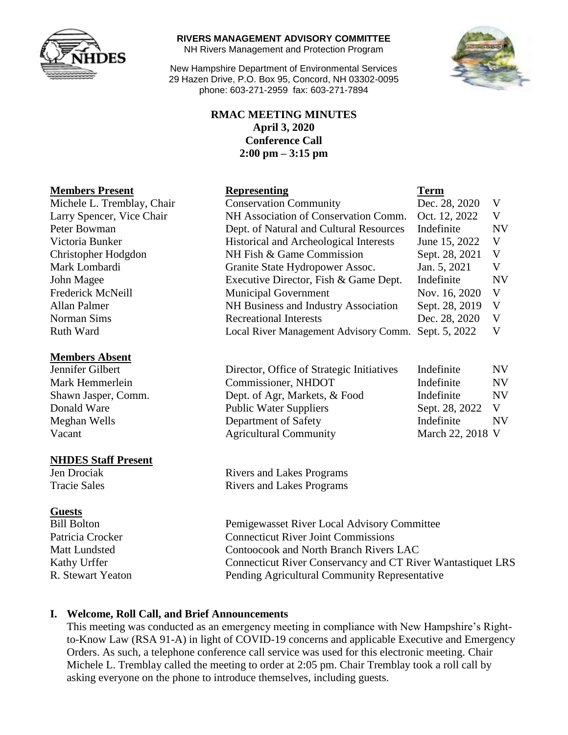**RIVERS MANAGEMENT ADVISORY COMMITTEE**
NH Rivers Management and Protection Program

New Hampshire Department of Environmental Services
29 Hazen Drive, P.O. Box 95, Concord, NH 03302-0095
phone: 603-271-2959 fax: 603-271-7894

# RMAC MEETING MINUTES
**April 3, 2020**
**Conference Call**
**2:00 pm – 3:15 pm**

| **Members Present** | **Representing** | **Term** | |
|---|---|---|---|
| Michele L. Tremblay, Chair | Conservation Community | Dec. 28, 2020 | V |
| Larry Spencer, Vice Chair | NH Association of Conservation Comm. | Oct. 12, 2022 | V |
| Peter Bowman | Dept. of Natural and Cultural Resources | Indefinite | NV |
| Victoria Bunker | Historical and Archeological Interests | June 15, 2022 | V |
| Christopher Hodgdon | NH Fish & Game Commission | Sept. 28, 2021 | V |
| Mark Lombardi | Granite State Hydropower Assoc. | Jan. 5, 2021 | V |
| John Magee | Executive Director, Fish & Game Dept. | Indefinite | NV |
| Frederick McNeill | Municipal Government | Nov. 16, 2020 | V |
| Allan Palmer | NH Business and Industry Association | Sept. 28, 2019 | V |
| Norman Sims | Recreational Interests | Dec. 28, 2020 | V |
| Ruth Ward | Local River Management Advisory Comm. | Sept. 5, 2022 | V |

| **Members Absent** | | | |
|---|---|---|---|
| Jennifer Gilbert | Director, Office of Strategic Initiatives | Indefinite | NV |
| Mark Hemmerlein | Commissioner, NHDOT | Indefinite | NV |
| Shawn Jasper, Comm. | Dept. of Agr, Markets, & Food | Indefinite | NV |
| Donald Ware | Public Water Suppliers | Sept. 28, 2022 | V |
| Meghan Wells | Department of Safety | Indefinite | NV |
| Vacant | Agricultural Community | March 22, 2018 | V |

| **NHDES Staff Present** | |
|---|---|
| Jen Drociak | Rivers and Lakes Programs |
| Tracie Sales | Rivers and Lakes Programs |

| **Guests** | |
|---|---|
| Bill Bolton | Pemigewasset River Local Advisory Committee |
| Patricia Crocker | Connecticut River Joint Commissions |
| Matt Lundsted | Contoocook and North Branch Rivers LAC |
| Kathy Urffer | Connecticut River Conservancy and CT River Wantastiquet LRS |
| R. Stewart Yeaton | Pending Agricultural Community Representative |

## I. Welcome, Roll Call, and Brief Announcements

This meeting was conducted as an emergency meeting in compliance with New Hampshire's Right-to-Know Law (RSA 91-A) in light of COVID-19 concerns and applicable Executive and Emergency Orders. As such, a telephone conference call service was used for this electronic meeting. Chair Michele L. Tremblay called the meeting to order at 2:05 pm. Chair Tremblay took a roll call by asking everyone on the phone to introduce themselves, including guests.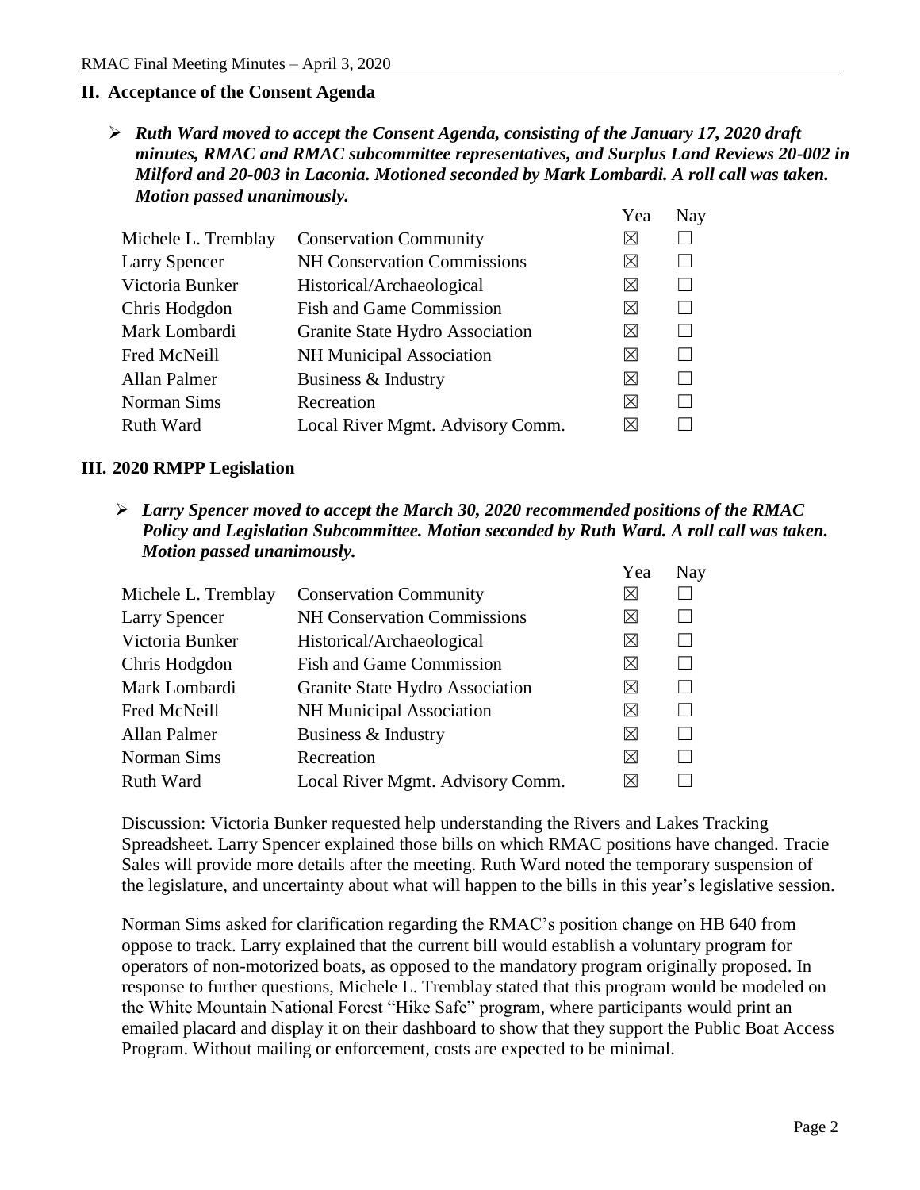## II. Acceptance of the Consent Agenda

- ***Ruth Ward moved to accept the Consent Agenda, consisting of the January 17, 2020 draft minutes, RMAC and RMAC subcommittee representatives, and Surplus Land Reviews 20-002 in Milford and 20-003 in Laconia. Motioned seconded by Mark Lombardi. A roll call was taken. Motion passed unanimously.***

| | | Yea | Nay |
|---|---|---|---|
| Michele L. Tremblay | Conservation Community | ☒ | ☐ |
| Larry Spencer | NH Conservation Commissions | ☒ | ☐ |
| Victoria Bunker | Historical/Archaeological | ☒ | ☐ |
| Chris Hodgdon | Fish and Game Commission | ☒ | ☐ |
| Mark Lombardi | Granite State Hydro Association | ☒ | ☐ |
| Fred McNeill | NH Municipal Association | ☒ | ☐ |
| Allan Palmer | Business & Industry | ☒ | ☐ |
| Norman Sims | Recreation | ☒ | ☐ |
| Ruth Ward | Local River Mgmt. Advisory Comm. | ☒ | ☐ |

## III. 2020 RMPP Legislation

- ***Larry Spencer moved to accept the March 30, 2020 recommended positions of the RMAC Policy and Legislation Subcommittee. Motion seconded by Ruth Ward. A roll call was taken. Motion passed unanimously.***

| | | Yea | Nay |
|---|---|---|---|
| Michele L. Tremblay | Conservation Community | ☒ | ☐ |
| Larry Spencer | NH Conservation Commissions | ☒ | ☐ |
| Victoria Bunker | Historical/Archaeological | ☒ | ☐ |
| Chris Hodgdon | Fish and Game Commission | ☒ | ☐ |
| Mark Lombardi | Granite State Hydro Association | ☒ | ☐ |
| Fred McNeill | NH Municipal Association | ☒ | ☐ |
| Allan Palmer | Business & Industry | ☒ | ☐ |
| Norman Sims | Recreation | ☒ | ☐ |
| Ruth Ward | Local River Mgmt. Advisory Comm. | ☒ | ☐ |

Discussion: Victoria Bunker requested help understanding the Rivers and Lakes Tracking Spreadsheet. Larry Spencer explained those bills on which RMAC positions have changed. Tracie Sales will provide more details after the meeting. Ruth Ward noted the temporary suspension of the legislature, and uncertainty about what will happen to the bills in this year's legislative session.

Norman Sims asked for clarification regarding the RMAC's position change on HB 640 from oppose to track. Larry explained that the current bill would establish a voluntary program for operators of non-motorized boats, as opposed to the mandatory program originally proposed. In response to further questions, Michele L. Tremblay stated that this program would be modeled on the White Mountain National Forest "Hike Safe" program, where participants would print an emailed placard and display it on their dashboard to show that they support the Public Boat Access Program. Without mailing or enforcement, costs are expected to be minimal.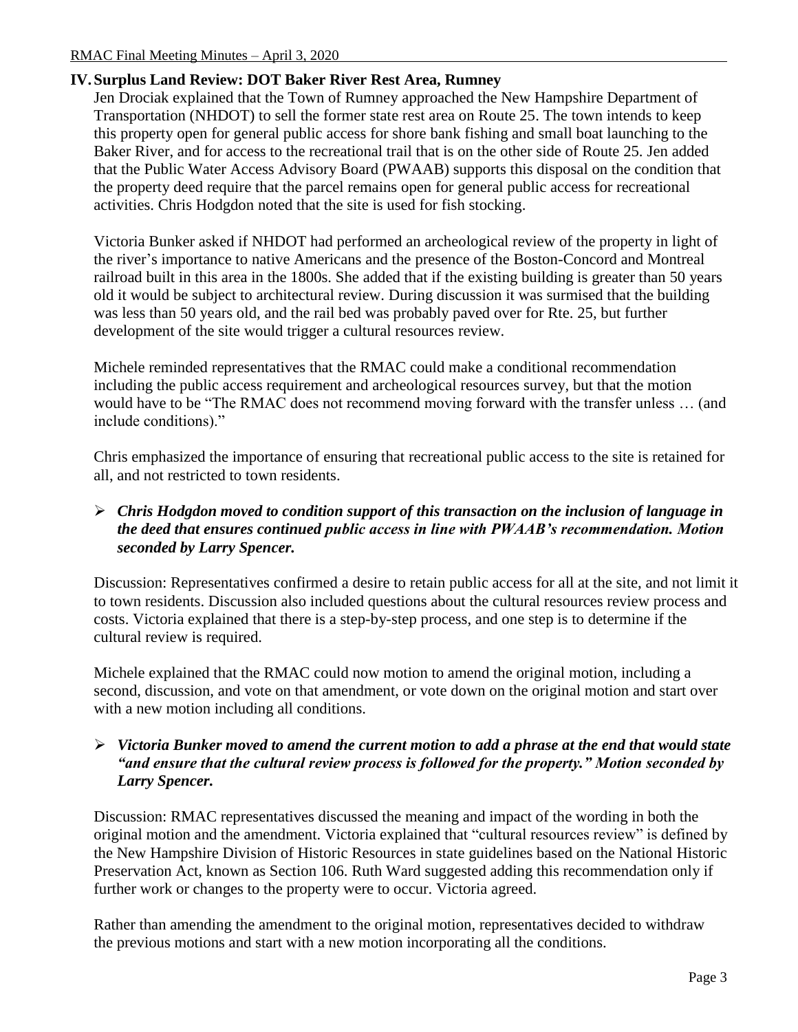## IV. Surplus Land Review: DOT Baker River Rest Area, Rumney

Jen Drociak explained that the Town of Rumney approached the New Hampshire Department of Transportation (NHDOT) to sell the former state rest area on Route 25. The town intends to keep this property open for general public access for shore bank fishing and small boat launching to the Baker River, and for access to the recreational trail that is on the other side of Route 25. Jen added that the Public Water Access Advisory Board (PWAAB) supports this disposal on the condition that the property deed require that the parcel remains open for general public access for recreational activities. Chris Hodgdon noted that the site is used for fish stocking.

Victoria Bunker asked if NHDOT had performed an archeological review of the property in light of the river's importance to native Americans and the presence of the Boston-Concord and Montreal railroad built in this area in the 1800s. She added that if the existing building is greater than 50 years old it would be subject to architectural review. During discussion it was surmised that the building was less than 50 years old, and the rail bed was probably paved over for Rte. 25, but further development of the site would trigger a cultural resources review.

Michele reminded representatives that the RMAC could make a conditional recommendation including the public access requirement and archeological resources survey, but that the motion would have to be "The RMAC does not recommend moving forward with the transfer unless … (and include conditions)."

Chris emphasized the importance of ensuring that recreational public access to the site is retained for all, and not restricted to town residents.

- ***Chris Hodgdon moved to condition support of this transaction on the inclusion of language in the deed that ensures continued public access in line with PWAAB's recommendation. Motion seconded by Larry Spencer.***

Discussion: Representatives confirmed a desire to retain public access for all at the site, and not limit it to town residents. Discussion also included questions about the cultural resources review process and costs. Victoria explained that there is a step-by-step process, and one step is to determine if the cultural review is required.

Michele explained that the RMAC could now motion to amend the original motion, including a second, discussion, and vote on that amendment, or vote down on the original motion and start over with a new motion including all conditions.

- ***Victoria Bunker moved to amend the current motion to add a phrase at the end that would state "and ensure that the cultural review process is followed for the property." Motion seconded by Larry Spencer.***

Discussion: RMAC representatives discussed the meaning and impact of the wording in both the original motion and the amendment. Victoria explained that "cultural resources review" is defined by the New Hampshire Division of Historic Resources in state guidelines based on the National Historic Preservation Act, known as Section 106. Ruth Ward suggested adding this recommendation only if further work or changes to the property were to occur. Victoria agreed.

Rather than amending the amendment to the original motion, representatives decided to withdraw the previous motions and start with a new motion incorporating all the conditions.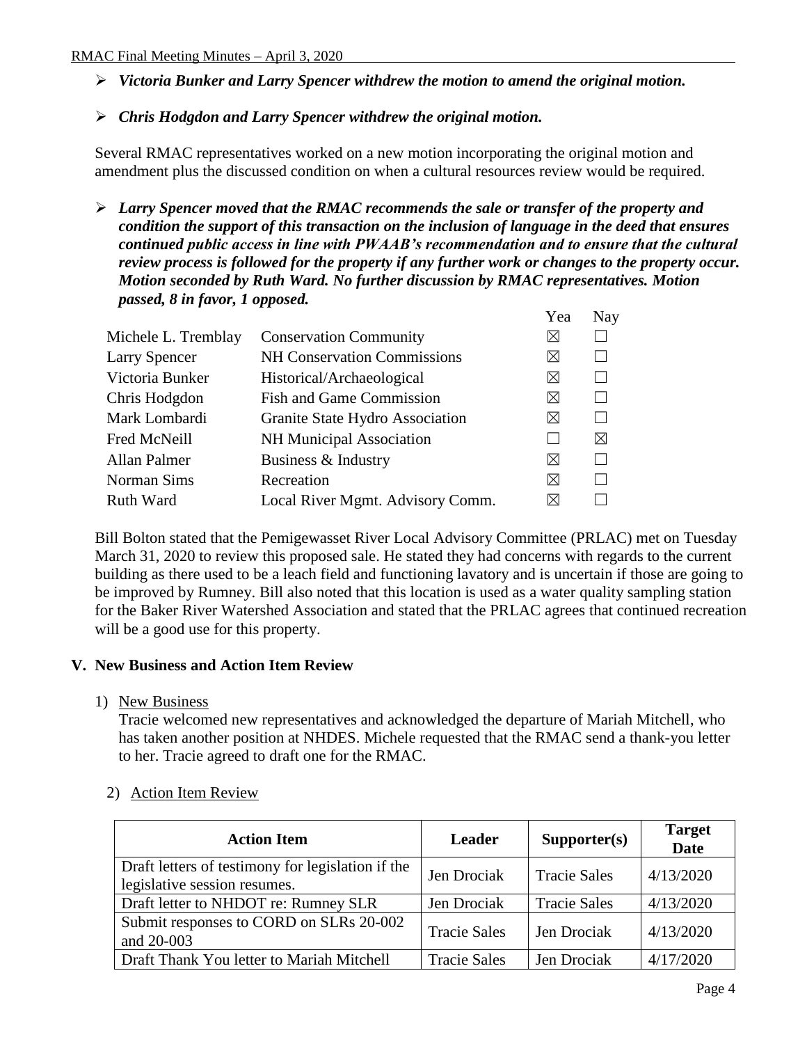- ***Victoria Bunker and Larry Spencer withdrew the motion to amend the original motion.***

- ***Chris Hodgdon and Larry Spencer withdrew the original motion.***

Several RMAC representatives worked on a new motion incorporating the original motion and amendment plus the discussed condition on when a cultural resources review would be required.

- ***Larry Spencer moved that the RMAC recommends the sale or transfer of the property and condition the support of this transaction on the inclusion of language in the deed that ensures continued public access in line with PWAAB's recommendation and to ensure that the cultural review process is followed for the property if any further work or changes to the property occur. Motion seconded by Ruth Ward. No further discussion by RMAC representatives. Motion passed, 8 in favor, 1 opposed.***

| | | Yea | Nay |
|---|---|---|---|
| Michele L. Tremblay | Conservation Community | ☒ | ☐ |
| Larry Spencer | NH Conservation Commissions | ☒ | ☐ |
| Victoria Bunker | Historical/Archaeological | ☒ | ☐ |
| Chris Hodgdon | Fish and Game Commission | ☒ | ☐ |
| Mark Lombardi | Granite State Hydro Association | ☒ | ☐ |
| Fred McNeill | NH Municipal Association | ☐ | ☒ |
| Allan Palmer | Business & Industry | ☒ | ☐ |
| Norman Sims | Recreation | ☒ | ☐ |
| Ruth Ward | Local River Mgmt. Advisory Comm. | ☒ | ☐ |

Bill Bolton stated that the Pemigewasset River Local Advisory Committee (PRLAC) met on Tuesday March 31, 2020 to review this proposed sale. He stated they had concerns with regards to the current building as there used to be a leach field and functioning lavatory and is uncertain if those are going to be improved by Rumney. Bill also noted that this location is used as a water quality sampling station for the Baker River Watershed Association and stated that the PRLAC agrees that continued recreation will be a good use for this property.

## V. New Business and Action Item Review

1) New Business

   Tracie welcomed new representatives and acknowledged the departure of Mariah Mitchell, who has taken another position at NHDES. Michele requested that the RMAC send a thank-you letter to her. Tracie agreed to draft one for the RMAC.

2) Action Item Review

| Action Item | Leader | Supporter(s) | Target Date |
|---|---|---|---|
| Draft letters of testimony for legislation if the legislative session resumes. | Jen Drociak | Tracie Sales | 4/13/2020 |
| Draft letter to NHDOT re: Rumney SLR | Jen Drociak | Tracie Sales | 4/13/2020 |
| Submit responses to CORD on SLRs 20-002 and 20-003 | Tracie Sales | Jen Drociak | 4/13/2020 |
| Draft Thank You letter to Mariah Mitchell | Tracie Sales | Jen Drociak | 4/17/2020 |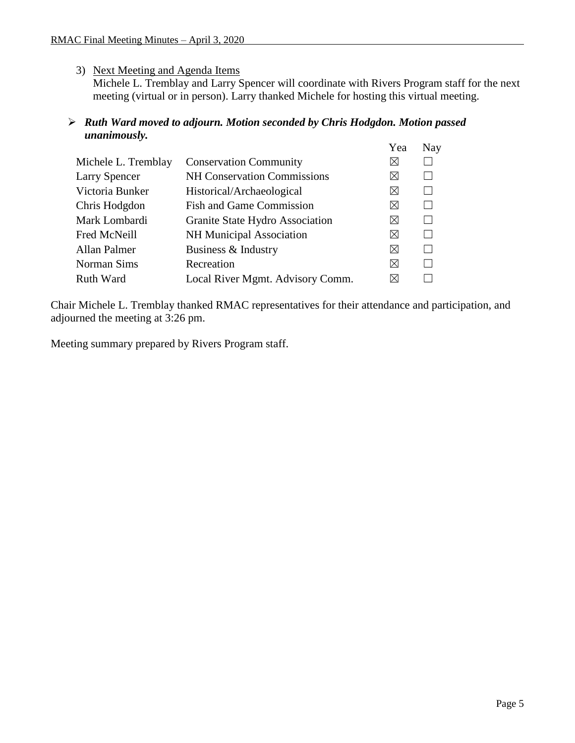3) Next Meeting and Agenda Items

   Michele L. Tremblay and Larry Spencer will coordinate with Rivers Program staff for the next meeting (virtual or in person). Larry thanked Michele for hosting this virtual meeting.

- ***Ruth Ward moved to adjourn. Motion seconded by Chris Hodgdon. Motion passed unanimously.***

| | | Yea | Nay |
|---|---|---|---|
| Michele L. Tremblay | Conservation Community | ☒ | ☐ |
| Larry Spencer | NH Conservation Commissions | ☒ | ☐ |
| Victoria Bunker | Historical/Archaeological | ☒ | ☐ |
| Chris Hodgdon | Fish and Game Commission | ☒ | ☐ |
| Mark Lombardi | Granite State Hydro Association | ☒ | ☐ |
| Fred McNeill | NH Municipal Association | ☒ | ☐ |
| Allan Palmer | Business & Industry | ☒ | ☐ |
| Norman Sims | Recreation | ☒ | ☐ |
| Ruth Ward | Local River Mgmt. Advisory Comm. | ☒ | ☐ |

Chair Michele L. Tremblay thanked RMAC representatives for their attendance and participation, and adjourned the meeting at 3:26 pm.

Meeting summary prepared by Rivers Program staff.